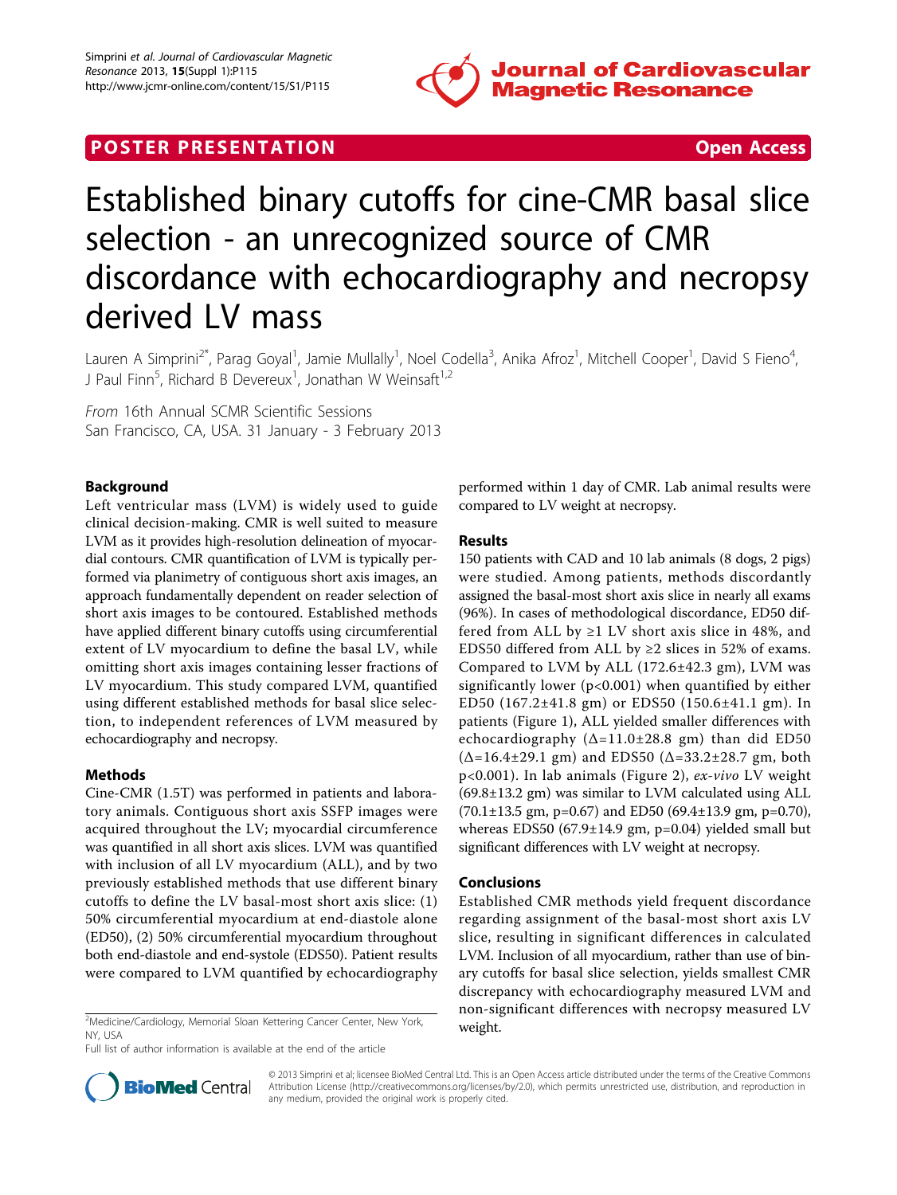**POSTER PRESENTATION** **Open Access**

# Established binary cutoffs for cine-CMR basal slice selection - an unrecognized source of CMR discordance with echocardiography and necropsy derived LV mass

Lauren A Simprini[2*], Parag Goyal[1], Jamie Mullally[1], Noel Codella[3], Anika Afroz[1], Mitchell Cooper[1], David S Fieno[4], J Paul Finn[5], Richard B Devereux[1], Jonathan W Weinsaft[1,2]

*From* 16th Annual SCMR Scientific Sessions
San Francisco, CA, USA. 31 January - 3 February 2013

## Background

Left ventricular mass (LVM) is widely used to guide clinical decision-making. CMR is well suited to measure LVM as it provides high-resolution delineation of myocardial contours. CMR quantification of LVM is typically performed via planimetry of contiguous short axis images, an approach fundamentally dependent on reader selection of short axis images to be contoured. Established methods have applied different binary cutoffs using circumferential extent of LV myocardium to define the basal LV, while omitting short axis images containing lesser fractions of LV myocardium. This study compared LVM, quantified using different established methods for basal slice selection, to independent references of LVM measured by echocardiography and necropsy.

## Methods

Cine-CMR (1.5T) was performed in patients and laboratory animals. Contiguous short axis SSFP images were acquired throughout the LV; myocardial circumference was quantified in all short axis slices. LVM was quantified with inclusion of all LV myocardium (ALL), and by two previously established methods that use different binary cutoffs to define the LV basal-most short axis slice: (1) 50% circumferential myocardium at end-diastole alone (ED50), (2) 50% circumferential myocardium throughout both end-diastole and end-systole (EDS50). Patient results were compared to LVM quantified by echocardiography performed within 1 day of CMR. Lab animal results were compared to LV weight at necropsy.

## Results

150 patients with CAD and 10 lab animals (8 dogs, 2 pigs) were studied. Among patients, methods discordantly assigned the basal-most short axis slice in nearly all exams (96%). In cases of methodological discordance, ED50 differed from ALL by ≥1 LV short axis slice in 48%, and EDS50 differed from ALL by ≥2 slices in 52% of exams. Compared to LVM by ALL (172.6±42.3 gm), LVM was significantly lower ($p<0.001$) when quantified by either ED50 (167.2±41.8 gm) or EDS50 (150.6±41.1 gm). In patients (Figure 1), ALL yielded smaller differences with echocardiography ($\Delta$=11.0±28.8 gm) than did ED50 ($\Delta$=16.4±29.1 gm) and EDS50 ($\Delta$=33.2±28.7 gm, both $p<0.001$). In lab animals (Figure 2), *ex-vivo* LV weight (69.8±13.2 gm) was similar to LVM calculated using ALL (70.1±13.5 gm, $p=0.67$) and ED50 (69.4±13.9 gm, $p=0.70$), whereas EDS50 (67.9±14.9 gm, $p=0.04$) yielded small but significant differences with LV weight at necropsy.

## Conclusions

Established CMR methods yield frequent discordance regarding assignment of the basal-most short axis LV slice, resulting in significant differences in calculated LVM. Inclusion of all myocardium, rather than use of binary cutoffs for basal slice selection, yields smallest CMR discrepancy with echocardiography measured LVM and non-significant differences with necropsy measured LV weight.

[2]Medicine/Cardiology, Memorial Sloan Kettering Cancer Center, New York, NY, USA

Full list of author information is available at the end of the article

© 2013 Simprini et al; licensee BioMed Central Ltd. This is an Open Access article distributed under the terms of the Creative Commons Attribution License (http://creativecommons.org/licenses/by/2.0), which permits unrestricted use, distribution, and reproduction in any medium, provided the original work is properly cited.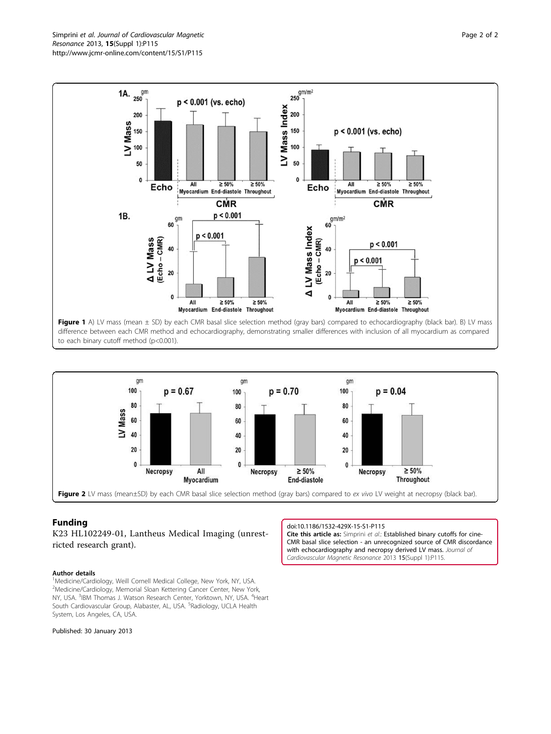1A.

gm

250

200

150

100

50

0

LV Mass

p < 0.001 (vs. echo)

Echo

All Myocardium

≥ 50% End-diastole

≥ 50% Throughout

CMR

gm/m²

250

200

150

100

50

0

LV Mass Index

p < 0.001 (vs. echo)

Echo

All Myocardium

≥ 50% End-diastole

≥ 50% Throughout

CMR

1B.

gm

60

40

20

0

Δ LV Mass (Echo – CMR)

p < 0.001

p < 0.001

All Myocardium

≥ 50% End-diastole

≥ 50% Throughout

gm/m²

60

40

20

0

Δ LV Mass Index (Echo – CMR)

p < 0.001

p < 0.001

All Myocardium

≥ 50% End-diastole

≥ 50% Throughout

**Figure 1** A) LV mass (mean ± SD) by each CMR basal slice selection method (gray bars) compared to echocardiography (black bar). B) LV mass difference between each CMR method and echocardiography, demonstrating smaller differences with inclusion of all myocardium as compared to each binary cutoff method (p<0.001).

gm

100

80

60

40

20

0

LV Mass

p = 0.67

Necropsy

All Myocardium

gm

100

80

60

40

20

0

p = 0.70

Necropsy

≥ 50% End-diastole

gm

100

80

60

40

20

0

p = 0.04

Necropsy

≥ 50% Throughout

**Figure 2** LV mass (mean±SD) by each CMR basal slice selection method (gray bars) compared to *ex vivo* LV weight at necropsy (black bar).

## Funding

K23 HL102249-01, Lantheus Medical Imaging (unrestricted research grant).

### Author details

[1]Medicine/Cardiology, Weill Cornell Medical College, New York, NY, USA. [2]Medicine/Cardiology, Memorial Sloan Kettering Cancer Center, New York, NY, USA. [3]IBM Thomas J. Watson Research Center, Yorktown, NY, USA. [4]Heart South Cardiovascular Group, Alabaster, AL, USA. [5]Radiology, UCLA Health System, Los Angeles, CA, USA.

Published: 30 January 2013

doi:10.1186/1532-429X-15-S1-P115

**Cite this article as:** Simprini *et al.*: Established binary cutoffs for cine-CMR basal slice selection - an unrecognized source of CMR discordance with echocardiography and necropsy derived LV mass. *Journal of Cardiovascular Magnetic Resonance* 2013 **15**(Suppl 1):P115.